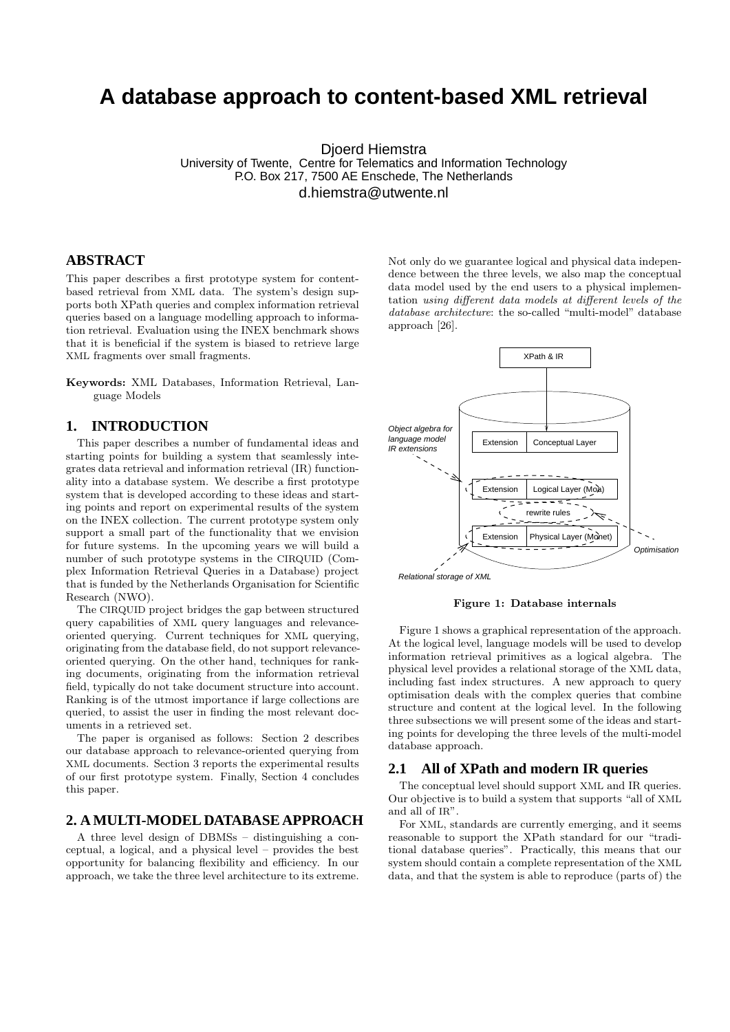# A database approach to content-based XML retrieval

Djoerd Hiemstra
University of Twente, Centre for Telematics and Information Technology
P.O. Box 217, 7500 AE Enschede, The Netherlands
d.hiemstra@utwente.nl

## ABSTRACT

This paper describes a first prototype system for content-based retrieval from XML data. The system's design supports both XPath queries and complex information retrieval queries based on a language modelling approach to information retrieval. Evaluation using the INEX benchmark shows that it is beneficial if the system is biased to retrieve large XML fragments over small fragments.

**Keywords:** XML Databases, Information Retrieval, Language Models

## 1. INTRODUCTION

This paper describes a number of fundamental ideas and starting points for building a system that seamlessly integrates data retrieval and information retrieval (IR) functionality into a database system. We describe a first prototype system that is developed according to these ideas and starting points and report on experimental results of the system on the INEX collection. The current prototype system only support a small part of the functionality that we envision for future systems. In the upcoming years we will build a number of such prototype systems in the CIRQUID (Complex Information Retrieval Queries in a Database) project that is funded by the Netherlands Organisation for Scientific Research (NWO).

The CIRQUID project bridges the gap between structured query capabilities of XML query languages and relevance-oriented querying. Current techniques for XML querying, originating from the database field, do not support relevance-oriented querying. On the other hand, techniques for ranking documents, originating from the information retrieval field, typically do not take document structure into account. Ranking is of the utmost importance if large collections are queried, to assist the user in finding the most relevant documents in a retrieved set.

The paper is organised as follows: Section 2 describes our database approach to relevance-oriented querying from XML documents. Section 3 reports the experimental results of our first prototype system. Finally, Section 4 concludes this paper.

## 2. A MULTI-MODEL DATABASE APPROACH

A three level design of DBMSs – distinguishing a conceptual, a logical, and a physical level – provides the best opportunity for balancing flexibility and efficiency. In our approach, we take the three level architecture to its extreme. Not only do we guarantee logical and physical data independence between the three levels, we also map the conceptual data model used by the end users to a physical implementation *using different data models at different levels of the database architecture*: the so-called "multi-model" database approach [26].

Figure 1: Database internals

Figure 1 shows a graphical representation of the approach. At the logical level, language models will be used to develop information retrieval primitives as a logical algebra. The physical level provides a relational storage of the XML data, including fast index structures. A new approach to query optimisation deals with the complex queries that combine structure and content at the logical level. In the following three subsections we will present some of the ideas and starting points for developing the three levels of the multi-model database approach.

### 2.1 All of XPath and modern IR queries

The conceptual level should support XML and IR queries. Our objective is to build a system that supports "all of XML and all of IR".

For XML, standards are currently emerging, and it seems reasonable to support the XPath standard for our "traditional database queries". Practically, this means that our system should contain a complete representation of the XML data, and that the system is able to reproduce (parts of) the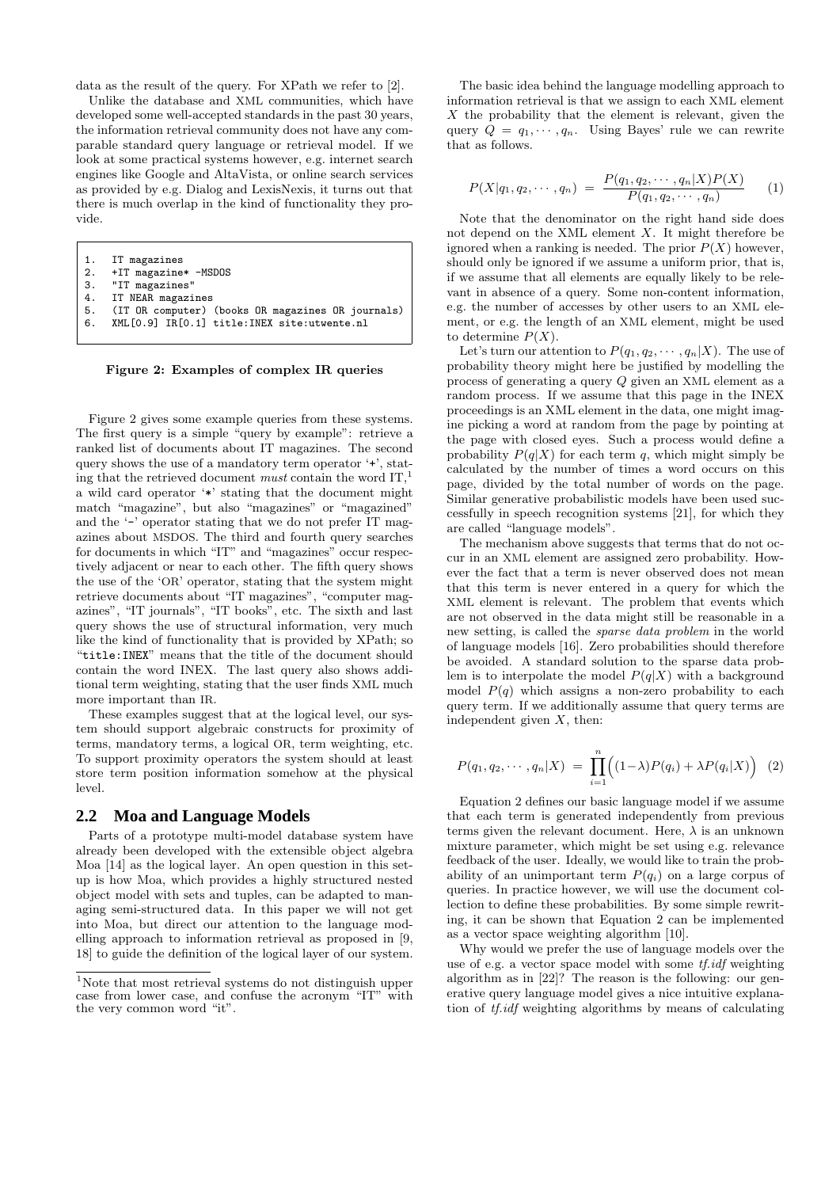data as the result of the query. For XPath we refer to [2].

Unlike the database and XML communities, which have developed some well-accepted standards in the past 30 years, the information retrieval community does not have any comparable standard query language or retrieval model. If we look at some practical systems however, e.g. internet search engines like Google and AltaVista, or online search services as provided by e.g. Dialog and LexisNexis, it turns out that there is much overlap in the kind of functionality they provide.

```
1.  IT magazines
2.  +IT magazine* -MSDOS
3.  "IT magazines"
4.  IT NEAR magazines
5.  (IT OR computer) (books OR magazines OR journals)
6.  XML[0.9] IR[0.1] title:INEX site:utwente.nl
```

**Figure 2: Examples of complex IR queries**

Figure 2 gives some example queries from these systems. The first query is a simple "query by example": retrieve a ranked list of documents about IT magazines. The second query shows the use of a mandatory term operator '+', stating that the retrieved document *must* contain the word IT,[1] a wild card operator '*' stating that the document might match "magazine", but also "magazines" or "magazined" and the '-' operator stating that we do not prefer IT magazines about MSDOS. The third and fourth query searches for documents in which "IT" and "magazines" occur respectively adjacent or near to each other. The fifth query shows the use of the 'OR' operator, stating that the system might retrieve documents about "IT magazines", "computer magazines", "IT journals", "IT books", etc. The sixth and last query shows the use of structural information, very much like the kind of functionality that is provided by XPath; so "`title:INEX`" means that the title of the document should contain the word INEX. The last query also shows additional term weighting, stating that the user finds XML much more important than IR.

These examples suggest that at the logical level, our system should support algebraic constructs for proximity of terms, mandatory terms, a logical OR, term weighting, etc. To support proximity operators the system should at least store term position information somehow at the physical level.

## 2.2 Moa and Language Models

Parts of a prototype multi-model database system have already been developed with the extensible object algebra Moa [14] as the logical layer. An open question in this set-up is how Moa, which provides a highly structured nested object model with sets and tuples, can be adapted to managing semi-structured data. In this paper we will not get into Moa, but direct our attention to the language modelling approach to information retrieval as proposed in [9, 18] to guide the definition of the logical layer of our system.

[1]Note that most retrieval systems do not distinguish upper case from lower case, and confuse the acronym "IT" with the very common word "it".

The basic idea behind the language modelling approach to information retrieval is that we assign to each XML element $X$ the probability that the element is relevant, given the query $Q = q_1, \cdots, q_n$. Using Bayes' rule we can rewrite that as follows.

$$P(X|q_1, q_2, \cdots, q_n) \;=\; \frac{P(q_1, q_2, \cdots, q_n|X)P(X)}{P(q_1, q_2, \cdots, q_n)} \qquad (1)$$

Note that the denominator on the right hand side does not depend on the XML element $X$. It might therefore be ignored when a ranking is needed. The prior $P(X)$ however, should only be ignored if we assume a uniform prior, that is, if we assume that all elements are equally likely to be relevant in absence of a query. Some non-content information, e.g. the number of accesses by other users to an XML element, or e.g. the length of an XML element, might be used to determine $P(X)$.

Let's turn our attention to $P(q_1, q_2, \cdots, q_n|X)$. The use of probability theory might here be justified by modelling the process of generating a query $Q$ given an XML element as a random process. If we assume that this page in the INEX proceedings is an XML element in the data, one might imagine picking a word at random from the page by pointing at the page with closed eyes. Such a process would define a probability $P(q|X)$ for each term $q$, which might simply be calculated by the number of times a word occurs on this page, divided by the total number of words on the page. Similar generative probabilistic models have been used successfully in speech recognition systems [21], for which they are called "language models".

The mechanism above suggests that terms that do not occur in an XML element are assigned zero probability. However the fact that a term is never observed does not mean that this term is never entered in a query for which the XML element is relevant. The problem that events which are not observed in the data might still be reasonable in a new setting, is called the *sparse data problem* in the world of language models [16]. Zero probabilities should therefore be avoided. A standard solution to the sparse data problem is to interpolate the model $P(q|X)$ with a background model $P(q)$ which assigns a non-zero probability to each query term. If we additionally assume that query terms are independent given $X$, then:

$$P(q_1, q_2, \cdots, q_n|X) \;=\; \prod_{i=1}^{n} \Big( (1-\lambda)P(q_i) + \lambda P(q_i|X) \Big) \quad (2)$$

Equation 2 defines our basic language model if we assume that each term is generated independently from previous terms given the relevant document. Here, $\lambda$ is an unknown mixture parameter, which might be set using e.g. relevance feedback of the user. Ideally, we would like to train the probability of an unimportant term $P(q_i)$ on a large corpus of queries. In practice however, we will use the document collection to define these probabilities. By some simple rewriting, it can be shown that Equation 2 can be implemented as a vector space weighting algorithm [10].

Why would we prefer the use of language models over the use of e.g. a vector space model with some *tf.idf* weighting algorithm as in [22]? The reason is the following: our generative query language model gives a nice intuitive explanation of *tf.idf* weighting algorithms by means of calculating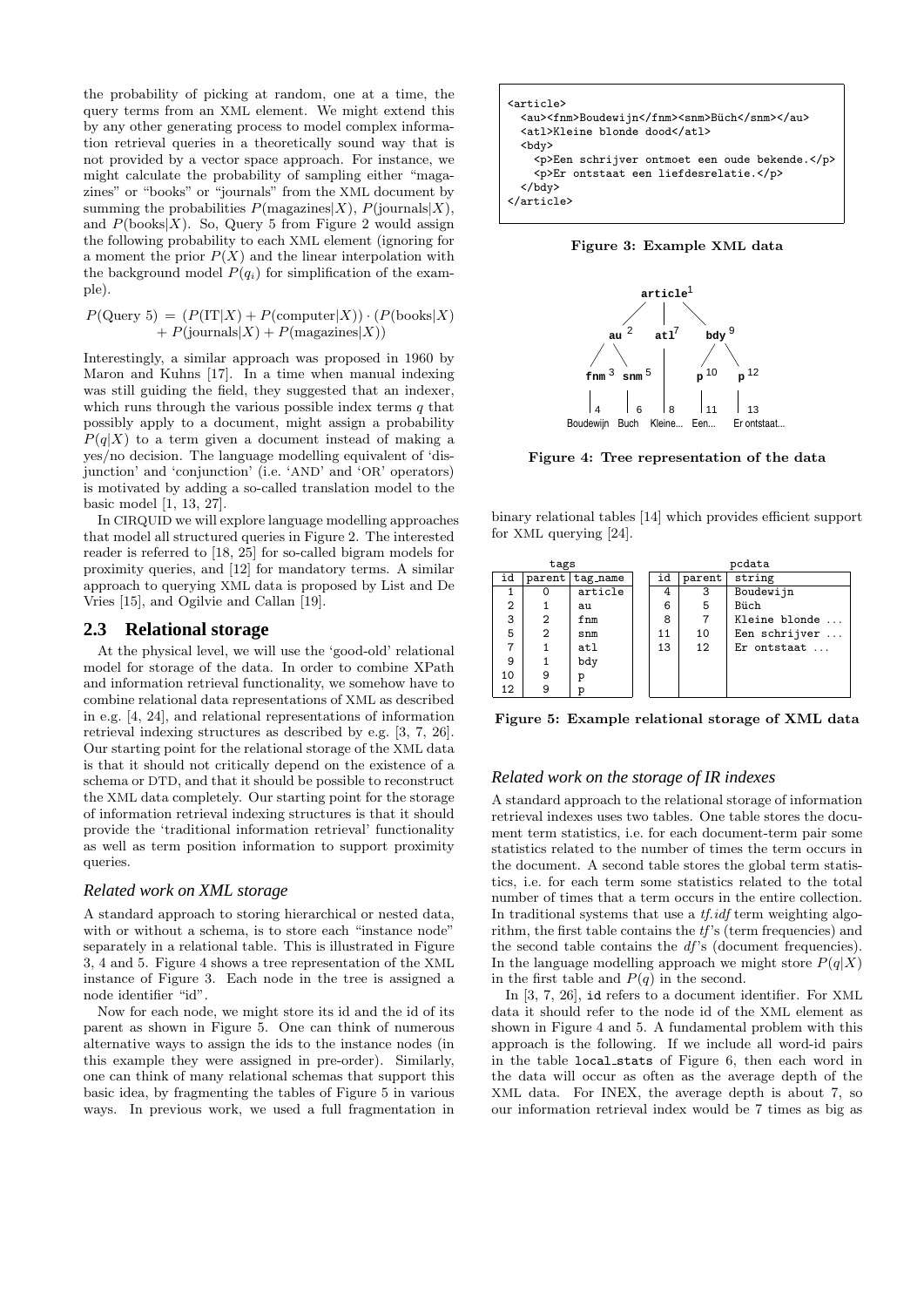the probability of picking at random, one at a time, the query terms from an XML element. We might extend this by any other generating process to model complex information retrieval queries in a theoretically sound way that is not provided by a vector space approach. For instance, we might calculate the probability of sampling either "magazines" or "books" or "journals" from the XML document by summing the probabilities $P(\text{magazines}|X)$, $P(\text{journals}|X)$, and $P(\text{books}|X)$. So, Query 5 from Figure 2 would assign the following probability to each XML element (ignoring for a moment the prior $P(X)$ and the linear interpolation with the background model $P(q_i)$ for simplification of the example).

$$P(\text{Query 5}) = (P(\text{IT}|X) + P(\text{computer}|X)) \cdot (P(\text{books}|X) + P(\text{journals}|X) + P(\text{magazines}|X))$$

Interestingly, a similar approach was proposed in 1960 by Maron and Kuhns [17]. In a time when manual indexing was still guiding the field, they suggested that an indexer, which runs through the various possible index terms $q$ that possibly apply to a document, might assign a probability $P(q|X)$ to a term given a document instead of making a yes/no decision. The language modelling equivalent of 'disjunction' and 'conjunction' (i.e. 'AND' and 'OR' operators) is motivated by adding a so-called translation model to the basic model [1, 13, 27].

In CIRQUID we will explore language modelling approaches that model all structured queries in Figure 2. The interested reader is referred to [18, 25] for so-called bigram models for proximity queries, and [12] for mandatory terms. A similar approach to querying XML data is proposed by List and De Vries [15], and Ogilvie and Callan [19].

## 2.3 Relational storage

At the physical level, we will use the 'good-old' relational model for storage of the data. In order to combine XPath and information retrieval functionality, we somehow have to combine relational data representations of XML as described in e.g. [4, 24], and relational representations of information retrieval indexing structures as described by e.g. [3, 7, 26]. Our starting point for the relational storage of the XML data is that it should not critically depend on the existence of a schema or DTD, and that it should be possible to reconstruct the XML data completely. Our starting point for the storage of information retrieval indexing structures is that it should provide the 'traditional information retrieval' functionality as well as term position information to support proximity queries.

### *Related work on XML storage*

A standard approach to storing hierarchical or nested data, with or without a schema, is to store each "instance node" separately in a relational table. This is illustrated in Figure 3, 4 and 5. Figure 4 shows a tree representation of the XML instance of Figure 3. Each node in the tree is assigned a node identifier "id".

Now for each node, we might store its id and the id of its parent as shown in Figure 5. One can think of numerous alternative ways to assign the ids to the instance nodes (in this example they were assigned in pre-order). Similarly, one can think of many relational schemas that support this basic idea, by fragmenting the tables of Figure 5 in various ways. In previous work, we used a full fragmentation in binary relational tables [14] which provides efficient support for XML querying [24].

```
<article>
  <au><fnm>Boudewijn</fnm><snm>Büch</snm></au>
  <atl>Kleine blonde dood</atl>
  <bdy>
    <p>Een schrijver ontmoet een oude bekende.</p>
    <p>Er ontstaat een liefdesrelatie.</p>
  </bdy>
</article>
```

**Figure 3: Example XML data**

```
                 article(1)
          /          |          \
      au(2)        atl(7)       bdy(9)
      /    \         |          /     \
  fnm(3)  snm(5)     |       p(10)    p(12)
    |       |        |         |        |
   (4)     (6)      (8)      (11)     (13)
Boudewijn  Buch   Kleine...  Een...  Er ontstaat...
```

**Figure 4: Tree representation of the data**

tags

| id | parent | tag_name |
|---|---|---|
| 1 | 0 | article |
| 2 | 1 | au |
| 3 | 2 | fnm |
| 5 | 2 | snm |
| 7 | 1 | atl |
| 9 | 1 | bdy |
| 10 | 9 | p |
| 12 | 9 | p |

pcdata

| id | parent | string |
|---|---|---|
| 4 | 3 | Boudewijn |
| 6 | 5 | Büch |
| 8 | 7 | Kleine blonde ... |
| 11 | 10 | Een schrijver ... |
| 13 | 12 | Er ontstaat ... |

**Figure 5: Example relational storage of XML data**

### *Related work on the storage of IR indexes*

A standard approach to the relational storage of information retrieval indexes uses two tables. One table stores the document term statistics, i.e. for each document-term pair some statistics related to the number of times the term occurs in the document. A second table stores the global term statistics, i.e. for each term some statistics related to the total number of times that a term occurs in the entire collection. In traditional systems that use a *tf.idf* term weighting algorithm, the first table contains the *tf*'s (term frequencies) and the second table contains the *df*'s (document frequencies). In the language modelling approach we might store $P(q|X)$ in the first table and $P(q)$ in the second.

In [3, 7, 26], id refers to a document identifier. For XML data it should refer to the node id of the XML element as shown in Figure 4 and 5. A fundamental problem with this approach is the following. If we include all word-id pairs in the table local_stats of Figure 6, then each word in the data will occur as often as the average depth of the XML data. For INEX, the average depth is about 7, so our information retrieval index would be 7 times as big as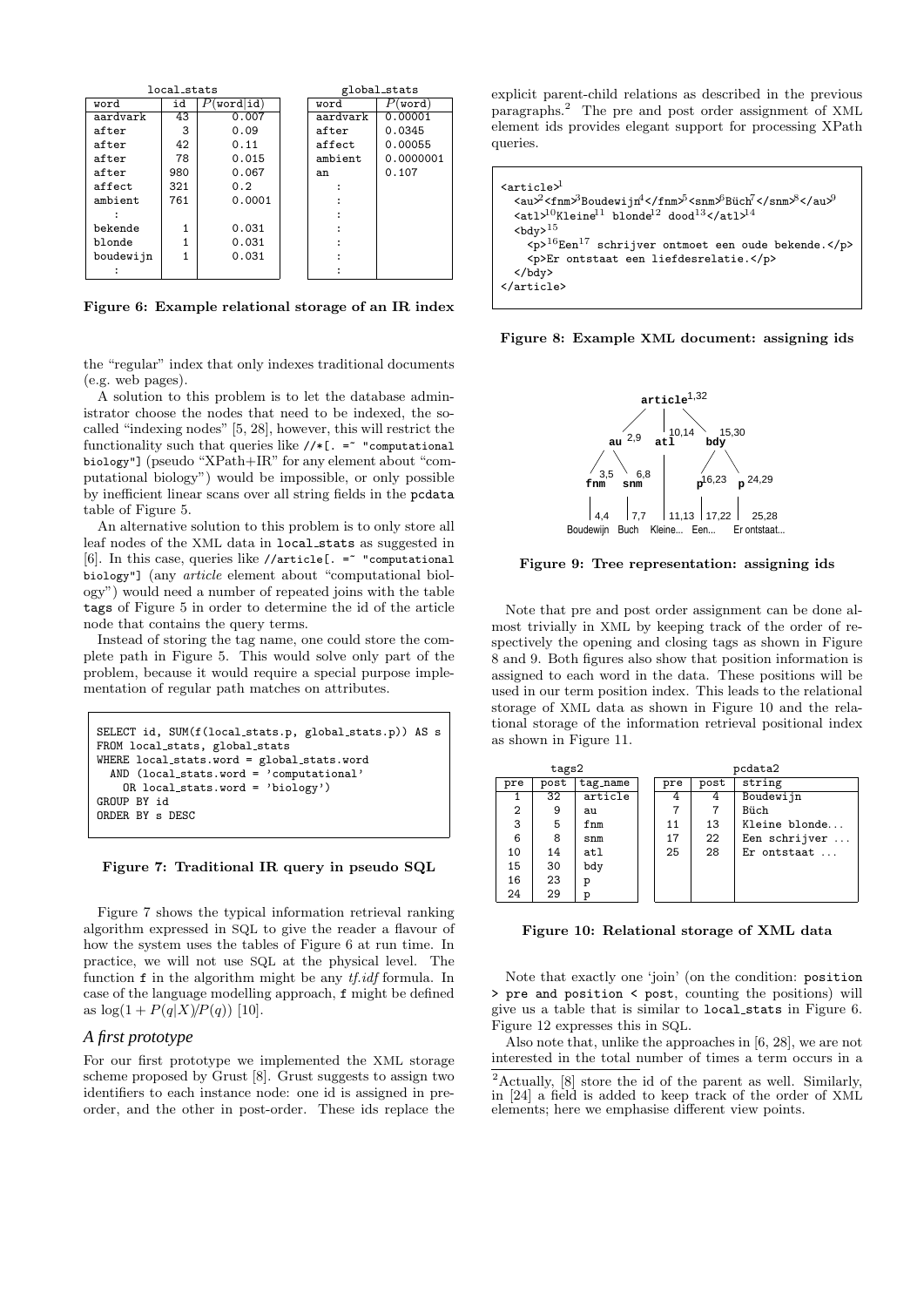| local_stats | | | | global_stats | |
|---|---|---|---|---|---|
| word | id | $P(\text{word}\|\text{id})$ | | word | $P(\text{word})$ |
| aardvark | 43 | 0.007 | | aardvark | 0.00001 |
| after | 3 | 0.09 | | after | 0.0345 |
| after | 42 | 0.11 | | affect | 0.00055 |
| after | 78 | 0.015 | | ambient | 0.0000001 |
| after | 980 | 0.067 | | an | 0.107 |
| affect | 321 | 0.2 | | : | |
| ambient | 761 | 0.0001 | | : | |
| : | | | | : | |
| bekende | 1 | 0.031 | | : | |
| blonde | 1 | 0.031 | | : | |
| boudewijn | 1 | 0.031 | | : | |
| : | | | | : | |

**Figure 6: Example relational storage of an IR index**

the "regular" index that only indexes traditional documents (e.g. web pages).

A solution to this problem is to let the database administrator choose the nodes that need to be indexed, the so-called "indexing nodes" [5, 28], however, this will restrict the functionality such that queries like `//*[. =~ "computational biology"]` (pseudo "XPath+IR" for any element about "computational biology") would be impossible, or only possible by inefficient linear scans over all string fields in the `pcdata` table of Figure 5.

An alternative solution to this problem is to only store all leaf nodes of the XML data in `local_stats` as suggested in [6]. In this case, queries like `//article[. =~ "computational biology"]` (any *article* element about "computational biology") would need a number of repeated joins with the table `tags` of Figure 5 in order to determine the id of the article node that contains the query terms.

Instead of storing the tag name, one could store the complete path in Figure 5. This would solve only part of the problem, because it would require a special purpose implementation of regular path matches on attributes.

```
SELECT id, SUM(f(local_stats.p, global_stats.p)) AS s
FROM local_stats, global_stats
WHERE local_stats.word = global_stats.word
  AND (local_stats.word = 'computational'
    OR local_stats.word = 'biology')
GROUP BY id
ORDER BY s DESC
```

**Figure 7: Traditional IR query in pseudo SQL**

Figure 7 shows the typical information retrieval ranking algorithm expressed in SQL to give the reader a flavour of how the system uses the tables of Figure 6 at run time. In practice, we will not use SQL at the physical level. The function `f` in the algorithm might be any *tf.idf* formula. In case of the language modelling approach, `f` might be defined as $\log(1 + P(q|X)/P(q))$ [10].

### *A first prototype*

For our first prototype we implemented the XML storage scheme proposed by Grust [8]. Grust suggests to assign two identifiers to each instance node: one id is assigned in pre-order, and the other in post-order. These ids replace the explicit parent-child relations as described in the previous paragraphs.[2] The pre and post order assignment of XML element ids provides elegant support for processing XPath queries.

```
<article>1
  <au>2<fnm>3Boudewijn4</fnm>5<snm>6Büch7</snm>8</au>9
  <atl>10Kleine11 blonde12 dood13</atl>14
  <bdy>15
    <p>16Een17 schrijver ontmoet een oude bekende.</p>
    <p>Er ontstaat een liefdesrelatie.</p>
  </bdy>
</article>
```

**Figure 8: Example XML document: assigning ids**

**Figure 9: Tree representation: assigning ids**

Note that pre and post order assignment can be done almost trivially in XML by keeping track of the order of respectively the opening and closing tags as shown in Figure 8 and 9. Both figures also show that position information is assigned to each word in the data. These positions will be used in our term position index. This leads to the relational storage of XML data as shown in Figure 10 and the relational storage of the information retrieval positional index as shown in Figure 11.

| tags2 | | | | pcdata2 | | |
|---|---|---|---|---|---|---|
| pre | post | tag_name | | pre | post | string |
| 1 | 32 | article | | 4 | 4 | Boudewijn |
| 2 | 9 | au | | 7 | 7 | Büch |
| 3 | 5 | fnm | | 11 | 13 | Kleine blonde... |
| 6 | 8 | snm | | 17 | 22 | Een schrijver ... |
| 10 | 14 | atl | | 25 | 28 | Er ontstaat ... |
| 15 | 30 | bdy | | | | |
| 16 | 23 | p | | | | |
| 24 | 29 | p | | | | |

**Figure 10: Relational storage of XML data**

Note that exactly one 'join' (on the condition: `position > pre and position < post`, counting the positions) will give us a table that is similar to `local_stats` in Figure 6. Figure 12 expresses this in SQL.

Also note that, unlike the approaches in [6, 28], we are not interested in the total number of times a term occurs in a

---

[2] Actually, [8] store the id of the parent as well. Similarly, in [24] a field is added to keep track of the order of XML elements; here we emphasise different view points.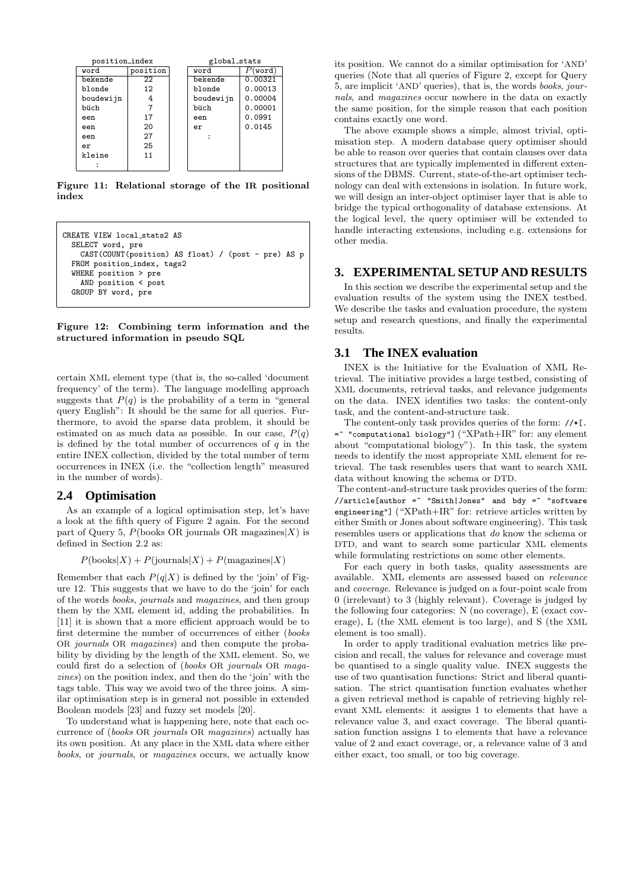position_index

| word | position |
|---|---|
| bekende | 22 |
| blonde | 12 |
| boudewijn | 4 |
| büch | 7 |
| een | 17 |
| een | 20 |
| een | 27 |
| er | 25 |
| kleine | 11 |
| ⋮ | |

global_stats

| word | $P$(word) |
|---|---|
| bekende | 0.00321 |
| blonde | 0.00013 |
| boudewijn | 0.00004 |
| büch | 0.00001 |
| een | 0.0991 |
| er | 0.0145 |
| ⋮ | |

**Figure 11: Relational storage of the IR positional index**

```
CREATE VIEW local_stats2 AS
  SELECT word, pre
    CAST(COUNT(position) AS float) / (post - pre) AS p
  FROM position_index, tags2
  WHERE position > pre
    AND position < post
  GROUP BY word, pre
```

**Figure 12: Combining term information and the structured information in pseudo SQL**

certain XML element type (that is, the so-called 'document frequency' of the term). The language modelling approach suggests that $P(q)$ is the probability of a term in "general query English": It should be the same for all queries. Furthermore, to avoid the sparse data problem, it should be estimated on as much data as possible. In our case, $P(q)$ is defined by the total number of occurrences of $q$ in the entire INEX collection, divided by the total number of term occurrences in INEX (i.e. the "collection length" measured in the number of words).

## 2.4 Optimisation

As an example of a logical optimisation step, let's have a look at the fifth query of Figure 2 again. For the second part of Query 5, $P(\text{books OR journals OR magazines}|X)$ is defined in Section 2.2 as:

$$P(\text{books}|X) + P(\text{journals}|X) + P(\text{magazines}|X)$$

Remember that each $P(q|X)$ is defined by the 'join' of Figure 12. This suggests that we have to do the 'join' for each of the words *books*, *journals* and *magazines*, and then group them by the XML element id, adding the probabilities. In [11] it is shown that a more efficient approach would be to first determine the number of occurrences of either (*books* OR *journals* OR *magazines*) and then compute the probability by dividing by the length of the XML element. So, we could first do a selection of (*books* OR *journals* OR *magazines*) on the position index, and then do the 'join' with the tags table. This way we avoid two of the three joins. A similar optimisation step is in general not possible in extended Boolean models [23] and fuzzy set models [20].

To understand what is happening here, note that each occurrence of (*books* OR *journals* OR *magazines*) actually has its own position. At any place in the XML data where either *books*, or *journals*, or *magazines* occurs, we actually know its position. We cannot do a similar optimisation for 'AND' queries (Note that all queries of Figure 2, except for Query 5, are implicit 'AND' queries), that is, the words *books*, *journals*, and *magazines* occur nowhere in the data on exactly the same position, for the simple reason that each position contains exactly one word.

The above example shows a simple, almost trivial, optimisation step. A modern database query optimiser should be able to reason over queries that contain clauses over data structures that are typically implemented in different extensions of the DBMS. Current, state-of-the-art optimiser technology can deal with extensions in isolation. In future work, we will design an inter-object optimiser layer that is able to bridge the typical orthogonality of database extensions. At the logical level, the query optimiser will be extended to handle interacting extensions, including e.g. extensions for other media.

# 3. EXPERIMENTAL SETUP AND RESULTS

In this section we describe the experimental setup and the evaluation results of the system using the INEX testbed. We describe the tasks and evaluation procedure, the system setup and research questions, and finally the experimental results.

## 3.1 The INEX evaluation

INEX is the Initiative for the Evaluation of XML Retrieval. The initiative provides a large testbed, consisting of XML documents, retrieval tasks, and relevance judgements on the data. INEX identifies two tasks: the content-only task, and the content-and-structure task.

The content-only task provides queries of the form: `//*[. =~ "computational biology"]` ("XPath+IR" for: any element about "computational biology"). In this task, the system needs to identify the most appropriate XML element for retrieval. The task resembles users that want to search XML data without knowing the schema or DTD.

The content-and-structure task provides queries of the form: `//article[author =~ "Smith|Jones" and bdy =~ "software engineering"]` ("XPath+IR" for: retrieve articles written by either Smith or Jones about software engineering). This task resembles users or applications that *do* know the schema or DTD, and want to search some particular XML elements while formulating restrictions on some other elements.

For each query in both tasks, quality assessments are available. XML elements are assessed based on *relevance* and *coverage*. Relevance is judged on a four-point scale from 0 (irrelevant) to 3 (highly relevant). Coverage is judged by the following four categories: N (no coverage), E (exact coverage), L (the XML element is too large), and S (the XML element is too small).

In order to apply traditional evaluation metrics like precision and recall, the values for relevance and coverage must be quantised to a single quality value. INEX suggests the use of two quantisation functions: Strict and liberal quantisation. The strict quantisation function evaluates whether a given retrieval method is capable of retrieving highly relevant XML elements: it assigns 1 to elements that have a relevance value 3, and exact coverage. The liberal quantisation function assigns 1 to elements that have a relevance value of 2 and exact coverage, or, a relevance value of 3 and either exact, too small, or too big coverage.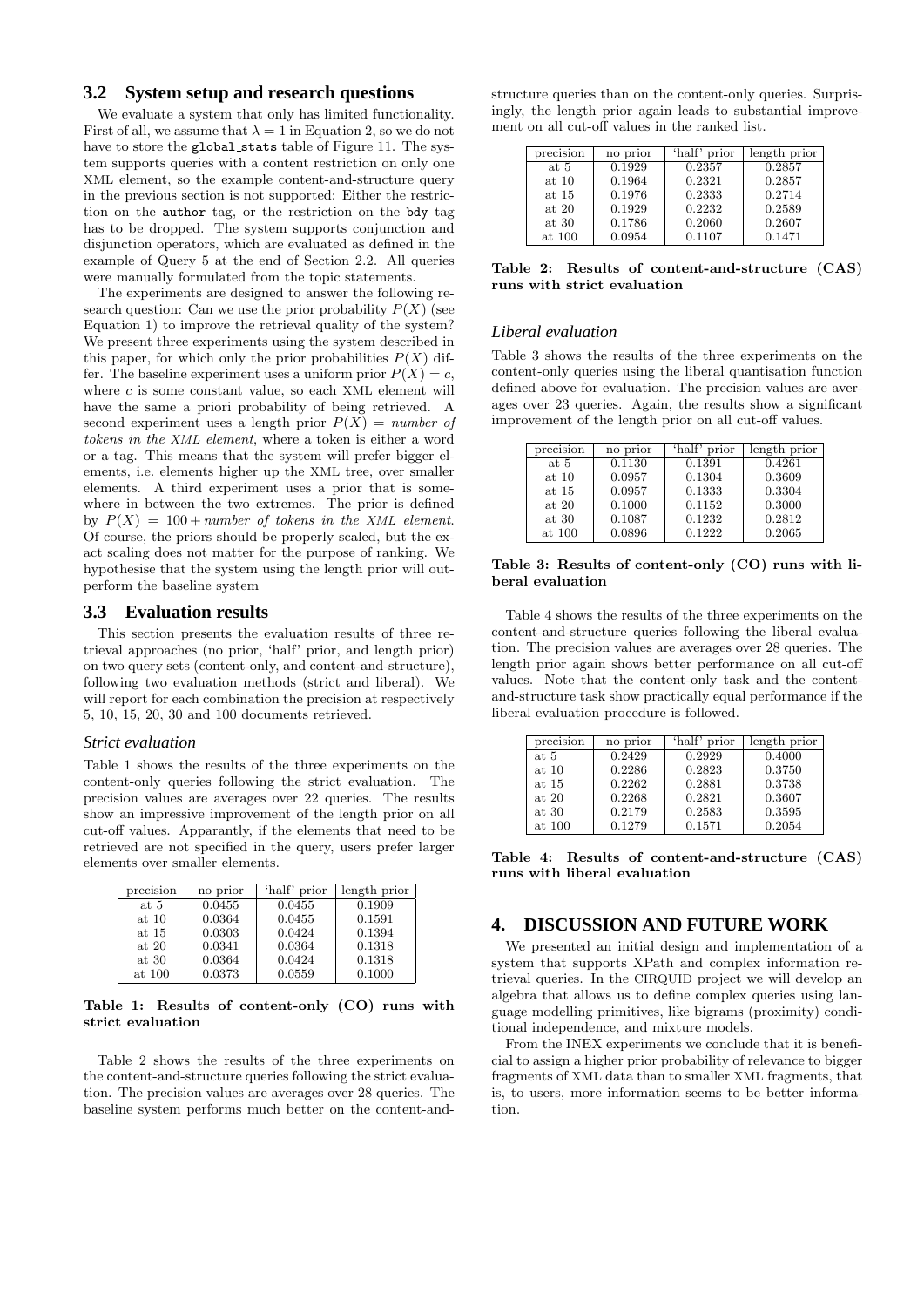## 3.2 System setup and research questions

We evaluate a system that only has limited functionality. First of all, we assume that $\lambda = 1$ in Equation 2, so we do not have to store the `global_stats` table of Figure 11. The system supports queries with a content restriction on only one XML element, so the example content-and-structure query in the previous section is not supported: Either the restriction on the `author` tag, or the restriction on the `bdy` tag has to be dropped. The system supports conjunction and disjunction operators, which are evaluated as defined in the example of Query 5 at the end of Section 2.2. All queries were manually formulated from the topic statements.

The experiments are designed to answer the following research question: Can we use the prior probability $P(X)$ (see Equation 1) to improve the retrieval quality of the system? We present three experiments using the system described in this paper, for which only the prior probabilities $P(X)$ differ. The baseline experiment uses a uniform prior $P(X) = c$, where $c$ is some constant value, so each XML element will have the same a priori probability of being retrieved. A second experiment uses a length prior $P(X) =$ *number of tokens in the XML element*, where a token is either a word or a tag. This means that the system will prefer bigger elements, i.e. elements higher up the XML tree, over smaller elements. A third experiment uses a prior that is somewhere in between the two extremes. The prior is defined by $P(X) = 100 +$ *number of tokens in the XML element*. Of course, the priors should be properly scaled, but the exact scaling does not matter for the purpose of ranking. We hypothesise that the system using the length prior will outperform the baseline system

## 3.3 Evaluation results

This section presents the evaluation results of three retrieval approaches (no prior, 'half' prior, and length prior) on two query sets (content-only, and content-and-structure), following two evaluation methods (strict and liberal). We will report for each combination the precision at respectively 5, 10, 15, 20, 30 and 100 documents retrieved.

### *Strict evaluation*

Table 1 shows the results of the three experiments on the content-only queries following the strict evaluation. The precision values are averages over 22 queries. The results show an impressive improvement of the length prior on all cut-off values. Apparantly, if the elements that need to be retrieved are not specified in the query, users prefer larger elements over smaller elements.

| precision | no prior | 'half' prior | length prior |
|---|---|---|---|
| at 5 | 0.0455 | 0.0455 | 0.1909 |
| at 10 | 0.0364 | 0.0455 | 0.1591 |
| at 15 | 0.0303 | 0.0424 | 0.1394 |
| at 20 | 0.0341 | 0.0364 | 0.1318 |
| at 30 | 0.0364 | 0.0424 | 0.1318 |
| at 100 | 0.0373 | 0.0559 | 0.1000 |

**Table 1: Results of content-only (CO) runs with strict evaluation**

Table 2 shows the results of the three experiments on the content-and-structure queries following the strict evaluation. The precision values are averages over 28 queries. The baseline system performs much better on the content-and-structure queries than on the content-only queries. Surprisingly, the length prior again leads to substantial improvement on all cut-off values in the ranked list.

| precision | no prior | 'half' prior | length prior |
|---|---|---|---|
| at 5 | 0.1929 | 0.2357 | 0.2857 |
| at 10 | 0.1964 | 0.2321 | 0.2857 |
| at 15 | 0.1976 | 0.2333 | 0.2714 |
| at 20 | 0.1929 | 0.2232 | 0.2589 |
| at 30 | 0.1786 | 0.2060 | 0.2607 |
| at 100 | 0.0954 | 0.1107 | 0.1471 |

**Table 2: Results of content-and-structure (CAS) runs with strict evaluation**

### *Liberal evaluation*

Table 3 shows the results of the three experiments on the content-only queries using the liberal quantisation function defined above for evaluation. The precision values are averages over 23 queries. Again, the results show a significant improvement of the length prior on all cut-off values.

| precision | no prior | 'half' prior | length prior |
|---|---|---|---|
| at 5 | 0.1130 | 0.1391 | 0.4261 |
| at 10 | 0.0957 | 0.1304 | 0.3609 |
| at 15 | 0.0957 | 0.1333 | 0.3304 |
| at 20 | 0.1000 | 0.1152 | 0.3000 |
| at 30 | 0.1087 | 0.1232 | 0.2812 |
| at 100 | 0.0896 | 0.1222 | 0.2065 |

**Table 3: Results of content-only (CO) runs with liberal evaluation**

Table 4 shows the results of the three experiments on the content-and-structure queries following the liberal evaluation. The precision values are averages over 28 queries. The length prior again shows better performance on all cut-off values. Note that the content-only task and the content-and-structure task show practically equal performance if the liberal evaluation procedure is followed.

| precision | no prior | 'half' prior | length prior |
|---|---|---|---|
| at 5 | 0.2429 | 0.2929 | 0.4000 |
| at 10 | 0.2286 | 0.2823 | 0.3750 |
| at 15 | 0.2262 | 0.2881 | 0.3738 |
| at 20 | 0.2268 | 0.2821 | 0.3607 |
| at 30 | 0.2179 | 0.2583 | 0.3595 |
| at 100 | 0.1279 | 0.1571 | 0.2054 |

**Table 4: Results of content-and-structure (CAS) runs with liberal evaluation**

## 4. DISCUSSION AND FUTURE WORK

We presented an initial design and implementation of a system that supports XPath and complex information retrieval queries. In the CIRQUID project we will develop an algebra that allows us to define complex queries using language modelling primitives, like bigrams (proximity) conditional independence, and mixture models.

From the INEX experiments we conclude that it is beneficial to assign a higher prior probability of relevance to bigger fragments of XML data than to smaller XML fragments, that is, to users, more information seems to be better information.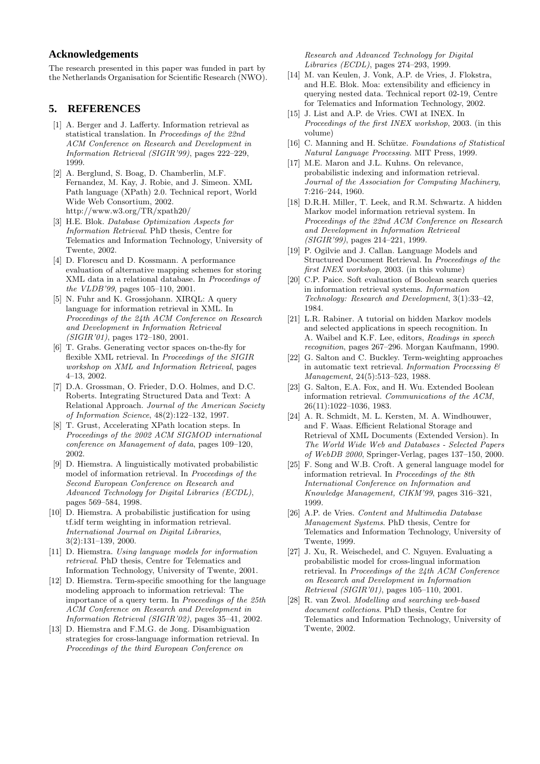## Acknowledgements

The research presented in this paper was funded in part by the Netherlands Organisation for Scientific Research (NWO).

## 5. REFERENCES

[1] A. Berger and J. Lafferty. Information retrieval as statistical translation. In *Proceedings of the 22nd ACM Conference on Research and Development in Information Retrieval (SIGIR'99)*, pages 222–229, 1999.

[2] A. Berglund, S. Boag, D. Chamberlin, M.F. Fernandez, M. Kay, J. Robie, and J. Simeon. XML Path language (XPath) 2.0. Technical report, World Wide Web Consortium, 2002. http://www.w3.org/TR/xpath20/

[3] H.E. Blok. *Database Optimization Aspects for Information Retrieval*. PhD thesis, Centre for Telematics and Information Technology, University of Twente, 2002.

[4] D. Florescu and D. Kossmann. A performance evaluation of alternative mapping schemes for storing XML data in a relational database. In *Proceedings of the VLDB'99*, pages 105–110, 2001.

[5] N. Fuhr and K. Grossjohann. XIRQL: A query language for information retrieval in XML. In *Proceedings of the 24th ACM Conference on Research and Development in Information Retrieval (SIGIR'01)*, pages 172–180, 2001.

[6] T. Grabs. Generating vector spaces on-the-fly for flexible XML retrieval. In *Proceedings of the SIGIR workshop on XML and Information Retrieval*, pages 4–13, 2002.

[7] D.A. Grossman, O. Frieder, D.O. Holmes, and D.C. Roberts. Integrating Structured Data and Text: A Relational Approach. *Journal of the American Society of Information Science*, 48(2):122–132, 1997.

[8] T. Grust, Accelerating XPath location steps. In *Proceedings of the 2002 ACM SIGMOD international conference on Management of data*, pages 109–120, 2002.

[9] D. Hiemstra. A linguistically motivated probabilistic model of information retrieval. In *Proceedings of the Second European Conference on Research and Advanced Technology for Digital Libraries (ECDL)*, pages 569–584, 1998.

[10] D. Hiemstra. A probabilistic justification for using tf.idf term weighting in information retrieval. *International Journal on Digital Libraries*, 3(2):131–139, 2000.

[11] D. Hiemstra. *Using language models for information retrieval*. PhD thesis, Centre for Telematics and Information Technology, University of Twente, 2001.

[12] D. Hiemstra. Term-specific smoothing for the language modeling approach to information retrieval: The importance of a query term. In *Proceedings of the 25th ACM Conference on Research and Development in Information Retrieval (SIGIR'02)*, pages 35–41, 2002.

[13] D. Hiemstra and F.M.G. de Jong. Disambiguation strategies for cross-language information retrieval. In *Proceedings of the third European Conference on Research and Advanced Technology for Digital Libraries (ECDL)*, pages 274–293, 1999.

[14] M. van Keulen, J. Vonk, A.P. de Vries, J. Flokstra, and H.E. Blok. Moa: extensibility and efficiency in querying nested data. Technical report 02-19, Centre for Telematics and Information Technology, 2002.

[15] J. List and A.P. de Vries. CWI at INEX. In *Proceedings of the first INEX workshop*, 2003. (in this volume)

[16] C. Manning and H. Schütze. *Foundations of Statistical Natural Language Processing*. MIT Press, 1999.

[17] M.E. Maron and J.L. Kuhns. On relevance, probabilistic indexing and information retrieval. *Journal of the Association for Computing Machinery*, 7:216–244, 1960.

[18] D.R.H. Miller, T. Leek, and R.M. Schwartz. A hidden Markov model information retrieval system. In *Proceedings of the 22nd ACM Conference on Research and Development in Information Retrieval (SIGIR'99)*, pages 214–221, 1999.

[19] P. Ogilvie and J. Callan. Language Models and Structured Document Retrieval. In *Proceedings of the first INEX workshop*, 2003. (in this volume)

[20] C.P. Paice. Soft evaluation of Boolean search queries in information retrieval systems. *Information Technology: Research and Development*, 3(1):33–42, 1984.

[21] L.R. Rabiner. A tutorial on hidden Markov models and selected applications in speech recognition. In A. Waibel and K.F. Lee, editors, *Readings in speech recognition*, pages 267–296. Morgan Kaufmann, 1990.

[22] G. Salton and C. Buckley. Term-weighting approaches in automatic text retrieval. *Information Processing & Management*, 24(5):513–523, 1988.

[23] G. Salton, E.A. Fox, and H. Wu. Extended Boolean information retrieval. *Communications of the ACM*, 26(11):1022–1036, 1983.

[24] A. R. Schmidt, M. L. Kersten, M. A. Windhouwer, and F. Waas. Efficient Relational Storage and Retrieval of XML Documents (Extended Version). In *The World Wide Web and Databases - Selected Papers of WebDB 2000*, Springer-Verlag, pages 137–150, 2000.

[25] F. Song and W.B. Croft. A general language model for information retrieval. In *Proceedings of the 8th International Conference on Information and Knowledge Management, CIKM'99*, pages 316–321, 1999.

[26] A.P. de Vries. *Content and Multimedia Database Management Systems*. PhD thesis, Centre for Telematics and Information Technology, University of Twente, 1999.

[27] J. Xu, R. Weischedel, and C. Nguyen. Evaluating a probabilistic model for cross-lingual information retrieval. In *Proceedings of the 24th ACM Conference on Research and Development in Information Retrieval (SIGIR'01)*, pages 105–110, 2001.

[28] R. van Zwol. *Modelling and searching web-based document collections*. PhD thesis, Centre for Telematics and Information Technology, University of Twente, 2002.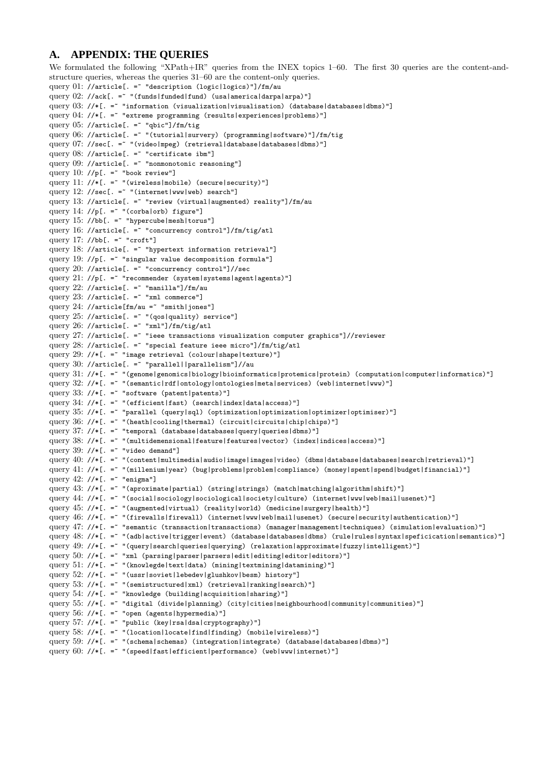## A. APPENDIX: THE QUERIES

We formulated the following "XPath+IR" queries from the INEX topics 1–60. The first 30 queries are the content-and-structure queries, whereas the queries 31–60 are the content-only queries.

query 01: //article[. =~ "description (logic|logics)"]/fm/au
query 02: //ack[. =~ "(funds|funded|fund) (usa|america|darpa|arpa)"]
query 03: //*[. =~ "information (visualization|visualisation) (database|databases|dbms)"]
query 04: //*[. =~ "extreme programming (results|experiences|problems)"]
query 05: //article[. =~ "qbic"]/fm/tig
query 06: //article[. =~ "(tutorial|survery) (programming|software)"]/fm/tig
query 07: //sec[. =~ "(video|mpeg) (retrieval|database|databases|dbms)"]
query 08: //article[. =~ "certificate ibm"]
query 09: //article[. =~ "nonmonotonic reasoning"]
query 10: //p[. =~ "book review"]
query 11: //*[. =~ "(wireless|mobile) (secure|security)"]
query 12: //sec[. =~ "(internet|www|web) search"]
query 13: //article[. =~ "review (virtual|augmented) reality"]/fm/au
query 14: //p[. =~ "(corba|orb) figure"]
query 15: //bb[. =~ "hypercube|mesh|torus"]
query 16: //article[. =~ "concurrency control"]/fm/tig/atl
query 17: //bb[. =~ "croft"]
query 18: //article[. =~ "hypertext information retrieval"]
query 19: //p[. =~ "singular value decomposition formula"]
query 20: //article[. =~ "concurrency control"]//sec
query 21: //p[. =~ "recommender (system|systems|agent|agents)"]
query 22: //article[. =~ "manilla"]/fm/au
query 23: //article[. =~ "xml commerce"]
query 24: //article[fm/au =~ "smith|jones"]
query 25: //article[. =~ "(qos|quality) service"]
query 26: //article[. =~ "xml"]/fm/tig/atl
query 27: //article[. =~ "ieee transactions visualization computer graphics"]//reviewer
query 28: //article[. =~ "special feature ieee micro"]/fm/tig/atl
query 29: //*[. =~ "image retrieval (colour|shape|texture)"]
query 30: //article[. =~ "parallel||parallelism"]//au
query 31: //*[. =~ "(genome|genomics|biology|bioinformatics|protemics|protein) (computation|computer|informatics)"]
query 32: //*[. =~ "(semantic|rdf|ontology|ontologies|meta|services) (web|internet|www)"]
query 33: //*[. =~ "software (patent|patents)"]
query 34: //*[. =~ "(efficient|fast) (search|index|data|access)"]
query 35: //*[. =~ "parallel (query|sql) (optimization|optimization|optimizer|optimiser)"]
query 36: //*[. =~ "(heath|cooling|thermal) (circuit|circuits|chip|chips)"]
query 37: //*[. =~ "temporal (database|databases|query|queries|dbms)"]
query 38: //*[. =~ "(multidemensional|feature|features|vector) (index|indices|access)"]
query 39: //*[. =~ "video demand"]
query 40: //*[. =~ "(content|multimedia|audio|image|images|video) (dbms|database|databases|search|retrieval)"]
query 41: //*[. =~ "(millenium|year) (bug|problems|problem|compliance) (money|spent|spend|budget|financial)"]
query 42: //*[. =~ "enigma"]
query 43: //*[. =~ "(aproximate|partial) (string|strings) (match|matching|algorithm|shift)"]
query 44: //*[. =~ "(social|sociology|sociological|society|culture) (internet|www|web|mail|usenet)"]
query 45: //*[. =~ "(augmented|virtual) (reality|world) (medicine|surgery|health)"]
query 46: //*[. =~ "(firewalls|firewall) (internet|www|web|mail|usenet) (secure|security|authentication)"]
query 47: //*[. =~ "semantic (transaction|transactions) (manager|management|techniques) (simulation|evaluation)"]
query 48: //*[. =~ "(adb|active|trigger|event) (database|databases|dbms) (rule|rules|syntax|speficication|semantics)"]
query 49: //*[. =~ "(query|search|queries|querying) (relaxation|approximate|fuzzy|intelligent)"]
query 50: //*[. =~ "xml (parsing|parser|parsers|edit|editing|editor|editors)"]
query 51: //*[. =~ "(knowlegde|text|data) (mining|textmining|datamining)"]
query 52: //*[. =~ "(ussr|soviet|lebedev|glushkov|besm) history"]
query 53: //*[. =~ "(semistructured|xml) (retrieval|ranking|search)"]
query 54: //*[. =~ "knowledge (building|acquisition|sharing)"]
query 55: //*[. =~ "digital (divide|planning) (city|cities|neighbourhood|community|communities)"]
query 56: //*[. =~ "open (agents|hypermedia)"]
query 57: //*[. =~ "public (key|rsa|dsa|cryptography)"]
query 58: //*[. =~ "(location|locate|find|finding) (mobile|wireless)"]
query 59: //*[. =~ "(schema|schemas) (integration|integrate) (database|databases|dbms)"]
query 60: //*[. =~ "(speed|fast|efficient|performance) (web|www|internet)"]